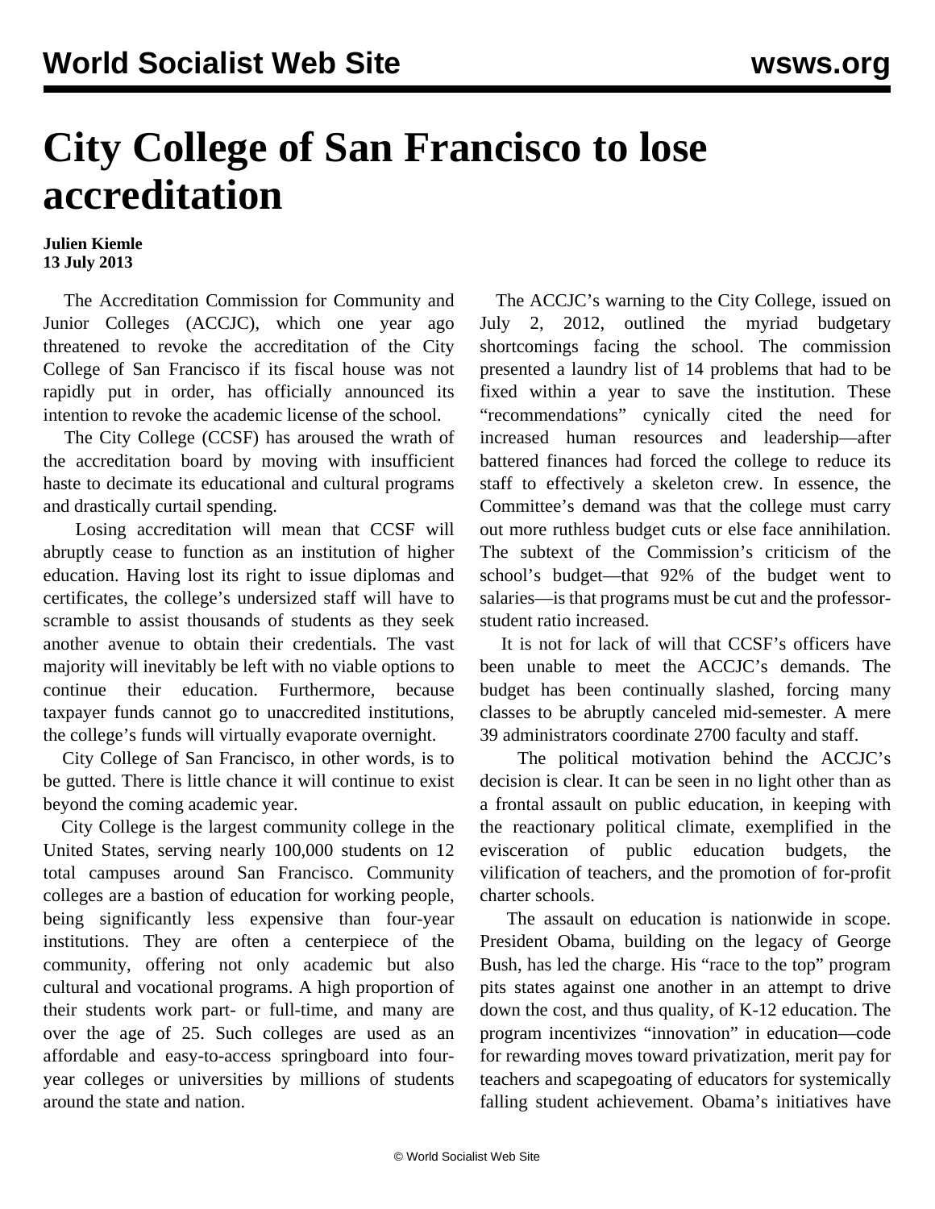# City College of San Francisco to lose accreditation

**Julien Kiemle**
**13 July 2013**

The Accreditation Commission for Community and Junior Colleges (ACCJC), which one year ago threatened to revoke the accreditation of the City College of San Francisco if its fiscal house was not rapidly put in order, has officially announced its intention to revoke the academic license of the school.

The City College (CCSF) has aroused the wrath of the accreditation board by moving with insufficient haste to decimate its educational and cultural programs and drastically curtail spending.

Losing accreditation will mean that CCSF will abruptly cease to function as an institution of higher education. Having lost its right to issue diplomas and certificates, the college's undersized staff will have to scramble to assist thousands of students as they seek another avenue to obtain their credentials. The vast majority will inevitably be left with no viable options to continue their education. Furthermore, because taxpayer funds cannot go to unaccredited institutions, the college's funds will virtually evaporate overnight.

City College of San Francisco, in other words, is to be gutted. There is little chance it will continue to exist beyond the coming academic year.

City College is the largest community college in the United States, serving nearly 100,000 students on 12 total campuses around San Francisco. Community colleges are a bastion of education for working people, being significantly less expensive than four-year institutions. They are often a centerpiece of the community, offering not only academic but also cultural and vocational programs. A high proportion of their students work part- or full-time, and many are over the age of 25. Such colleges are used as an affordable and easy-to-access springboard into four-year colleges or universities by millions of students around the state and nation.

The ACCJC's warning to the City College, issued on July 2, 2012, outlined the myriad budgetary shortcomings facing the school. The commission presented a laundry list of 14 problems that had to be fixed within a year to save the institution. These "recommendations" cynically cited the need for increased human resources and leadership—after battered finances had forced the college to reduce its staff to effectively a skeleton crew. In essence, the Committee's demand was that the college must carry out more ruthless budget cuts or else face annihilation. The subtext of the Commission's criticism of the school's budget—that 92% of the budget went to salaries—is that programs must be cut and the professor-student ratio increased.

It is not for lack of will that CCSF's officers have been unable to meet the ACCJC's demands. The budget has been continually slashed, forcing many classes to be abruptly canceled mid-semester. A mere 39 administrators coordinate 2700 faculty and staff.

The political motivation behind the ACCJC's decision is clear. It can be seen in no light other than as a frontal assault on public education, in keeping with the reactionary political climate, exemplified in the evisceration of public education budgets, the vilification of teachers, and the promotion of for-profit charter schools.

The assault on education is nationwide in scope. President Obama, building on the legacy of George Bush, has led the charge. His "race to the top" program pits states against one another in an attempt to drive down the cost, and thus quality, of K-12 education. The program incentivizes "innovation" in education—code for rewarding moves toward privatization, merit pay for teachers and scapegoating of educators for systemically falling student achievement. Obama's initiatives have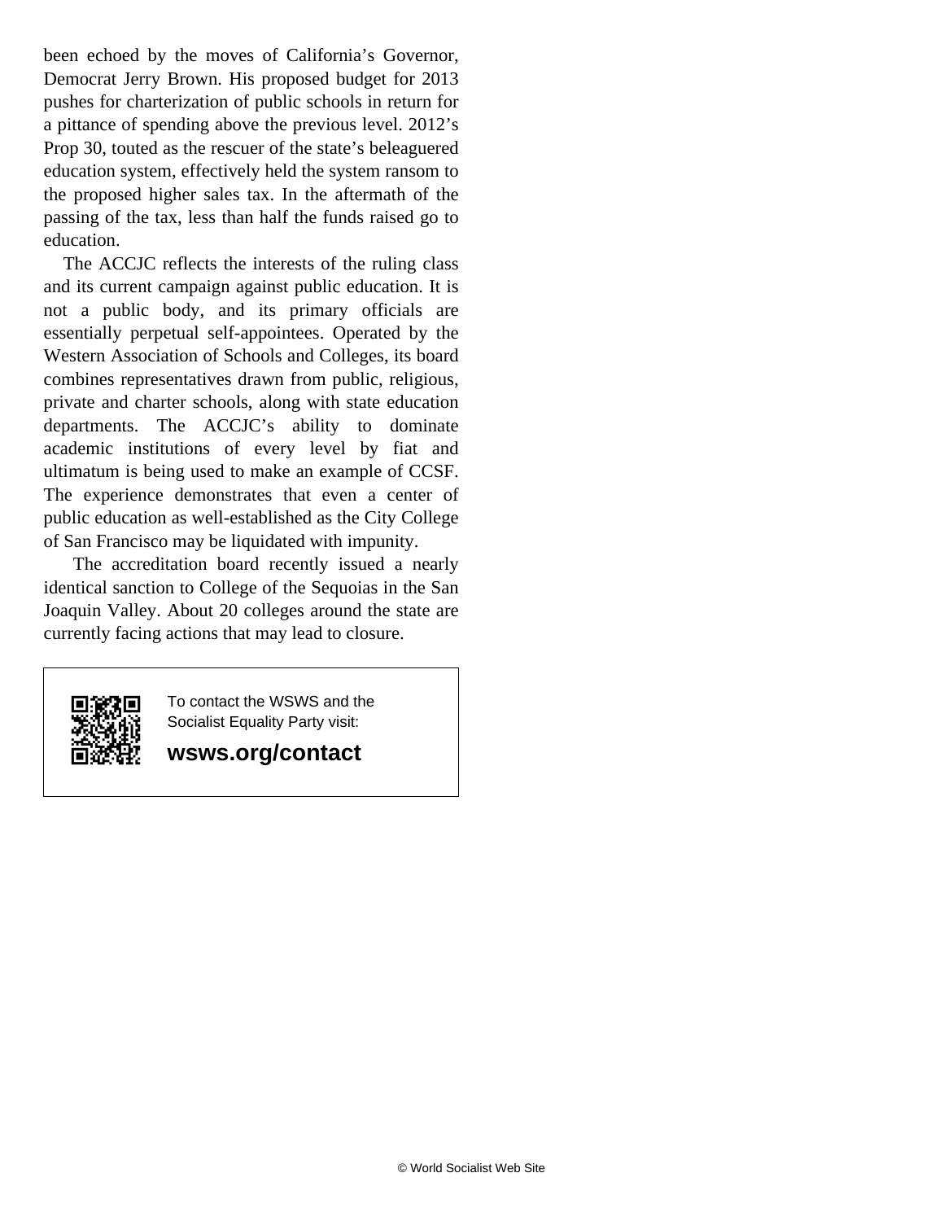been echoed by the moves of California's Governor, Democrat Jerry Brown. His proposed budget for 2013 pushes for charterization of public schools in return for a pittance of spending above the previous level. 2012's Prop 30, touted as the rescuer of the state's beleaguered education system, effectively held the system ransom to the proposed higher sales tax. In the aftermath of the passing of the tax, less than half the funds raised go to education.

The ACCJC reflects the interests of the ruling class and its current campaign against public education. It is not a public body, and its primary officials are essentially perpetual self-appointees. Operated by the Western Association of Schools and Colleges, its board combines representatives drawn from public, religious, private and charter schools, along with state education departments. The ACCJC's ability to dominate academic institutions of every level by fiat and ultimatum is being used to make an example of CCSF. The experience demonstrates that even a center of public education as well-established as the City College of San Francisco may be liquidated with impunity.

The accreditation board recently issued a nearly identical sanction to College of the Sequoias in the San Joaquin Valley. About 20 colleges around the state are currently facing actions that may lead to closure.

To contact the WSWS and the Socialist Equality Party visit:

**wsws.org/contact**